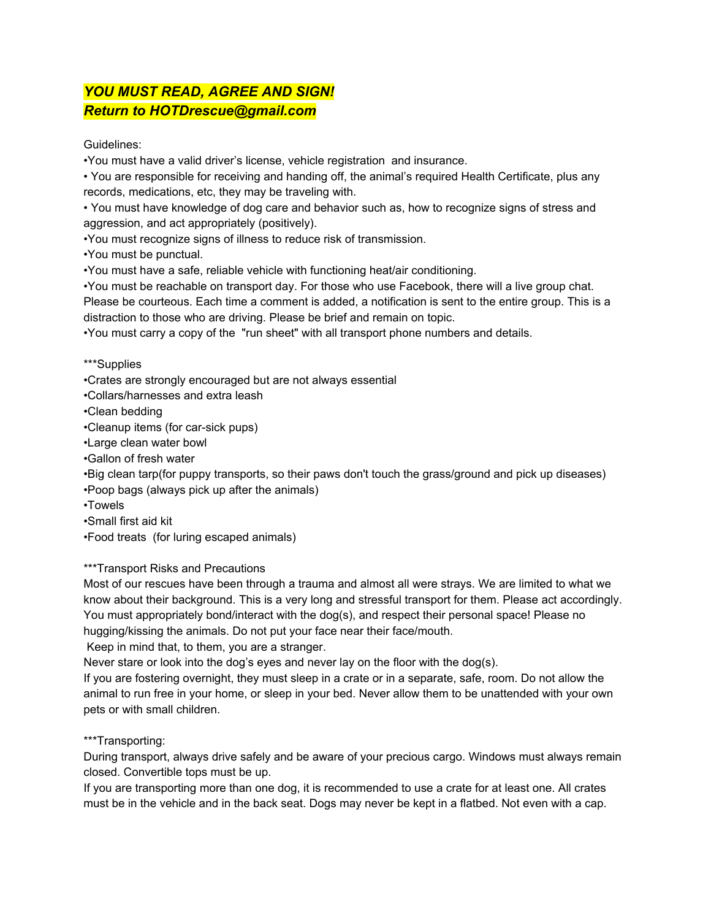***YOU MUST READ, AGREE AND SIGN!***
***Return to HOTDrescue@gmail.com***

Guidelines:

•You must have a valid driver's license, vehicle registration and insurance.

• You are responsible for receiving and handing off, the animal's required Health Certificate, plus any records, medications, etc, they may be traveling with.

• You must have knowledge of dog care and behavior such as, how to recognize signs of stress and aggression, and act appropriately (positively).

•You must recognize signs of illness to reduce risk of transmission.

•You must be punctual.

•You must have a safe, reliable vehicle with functioning heat/air conditioning.

•You must be reachable on transport day. For those who use Facebook, there will a live group chat. Please be courteous. Each time a comment is added, a notification is sent to the entire group. This is a distraction to those who are driving. Please be brief and remain on topic.

•You must carry a copy of the "run sheet" with all transport phone numbers and details.

***Supplies

•Crates are strongly encouraged but are not always essential

•Collars/harnesses and extra leash

•Clean bedding

•Cleanup items (for car-sick pups)

•Large clean water bowl

•Gallon of fresh water

•Big clean tarp(for puppy transports, so their paws don't touch the grass/ground and pick up diseases)

•Poop bags (always pick up after the animals)

•Towels

•Small first aid kit

•Food treats (for luring escaped animals)

***Transport Risks and Precautions

Most of our rescues have been through a trauma and almost all were strays. We are limited to what we know about their background. This is a very long and stressful transport for them. Please act accordingly. You must appropriately bond/interact with the dog(s), and respect their personal space! Please no hugging/kissing the animals. Do not put your face near their face/mouth.

Keep in mind that, to them, you are a stranger.

Never stare or look into the dog's eyes and never lay on the floor with the dog(s).

If you are fostering overnight, they must sleep in a crate or in a separate, safe, room. Do not allow the animal to run free in your home, or sleep in your bed. Never allow them to be unattended with your own pets or with small children.

***Transporting:

During transport, always drive safely and be aware of your precious cargo. Windows must always remain closed. Convertible tops must be up.

If you are transporting more than one dog, it is recommended to use a crate for at least one. All crates must be in the vehicle and in the back seat. Dogs may never be kept in a flatbed. Not even with a cap.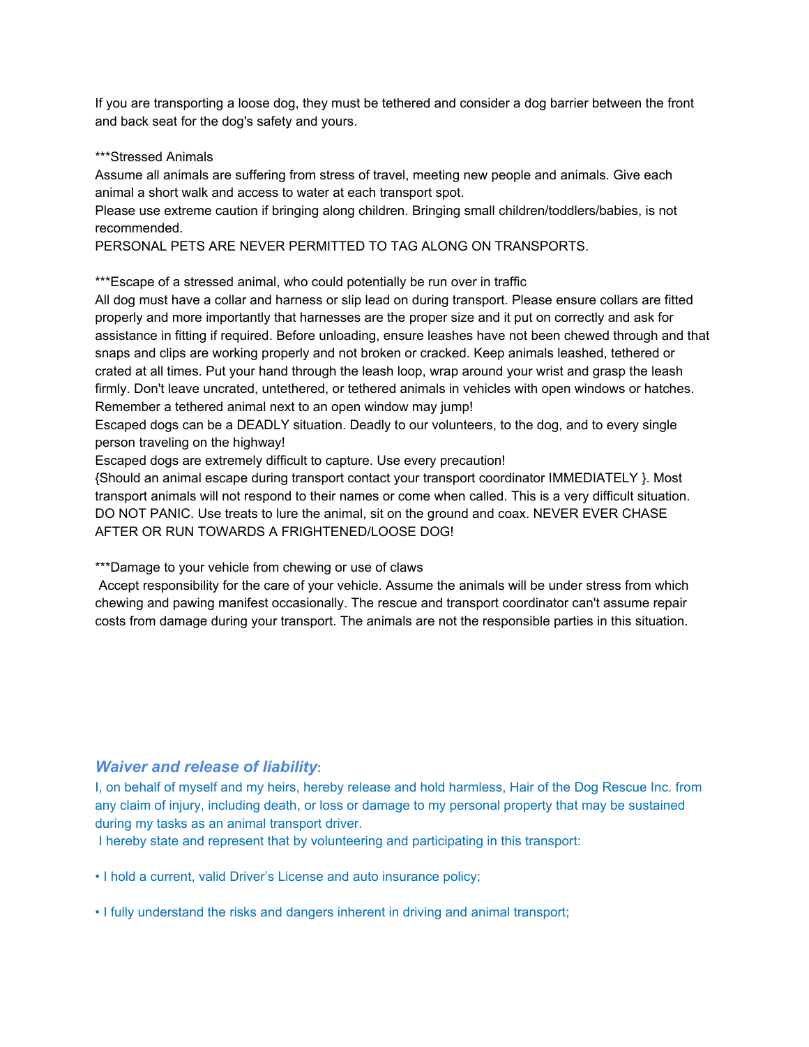If you are transporting a loose dog, they must be tethered and consider a dog barrier between the front and back seat for the dog's safety and yours.

***Stressed Animals
Assume all animals are suffering from stress of travel, meeting new people and animals. Give each animal a short walk and access to water at each transport spot.
Please use extreme caution if bringing along children. Bringing small children/toddlers/babies, is not recommended.
PERSONAL PETS ARE NEVER PERMITTED TO TAG ALONG ON TRANSPORTS.

***Escape of a stressed animal, who could potentially be run over in traffic
All dog must have a collar and harness or slip lead on during transport. Please ensure collars are fitted properly and more importantly that harnesses are the proper size and it put on correctly and ask for assistance in fitting if required. Before unloading, ensure leashes have not been chewed through and that snaps and clips are working properly and not broken or cracked. Keep animals leashed, tethered or crated at all times. Put your hand through the leash loop, wrap around your wrist and grasp the leash firmly. Don't leave uncrated, untethered, or tethered animals in vehicles with open windows or hatches. Remember a tethered animal next to an open window may jump!
Escaped dogs can be a DEADLY situation. Deadly to our volunteers, to the dog, and to every single person traveling on the highway!
Escaped dogs are extremely difficult to capture. Use every precaution!
{Should an animal escape during transport contact your transport coordinator IMMEDIATELY }. Most transport animals will not respond to their names or come when called. This is a very difficult situation. DO NOT PANIC. Use treats to lure the animal, sit on the ground and coax. NEVER EVER CHASE AFTER OR RUN TOWARDS A FRIGHTENED/LOOSE DOG!

***Damage to your vehicle from chewing or use of claws
Accept responsibility for the care of your vehicle. Assume the animals will be under stress from which chewing and pawing manifest occasionally. The rescue and transport coordinator can't assume repair costs from damage during your transport. The animals are not the responsible parties in this situation.

### ***Waiver and release of liability***:

I, on behalf of myself and my heirs, hereby release and hold harmless, Hair of the Dog Rescue Inc. from any claim of injury, including death, or loss or damage to my personal property that may be sustained during my tasks as an animal transport driver.
I hereby state and represent that by volunteering and participating in this transport:

- I hold a current, valid Driver's License and auto insurance policy;

- I fully understand the risks and dangers inherent in driving and animal transport;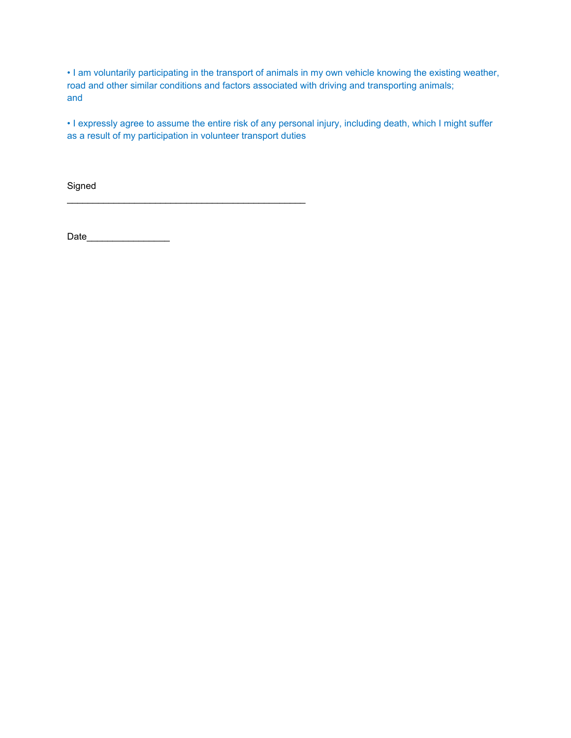- I am voluntarily participating in the transport of animals in my own vehicle knowing the existing weather, road and other similar conditions and factors associated with driving and transporting animals;
and

- I expressly agree to assume the entire risk of any personal injury, including death, which I might suffer as a result of my participation in volunteer transport duties

Signed
_______________________________________________

Date________________